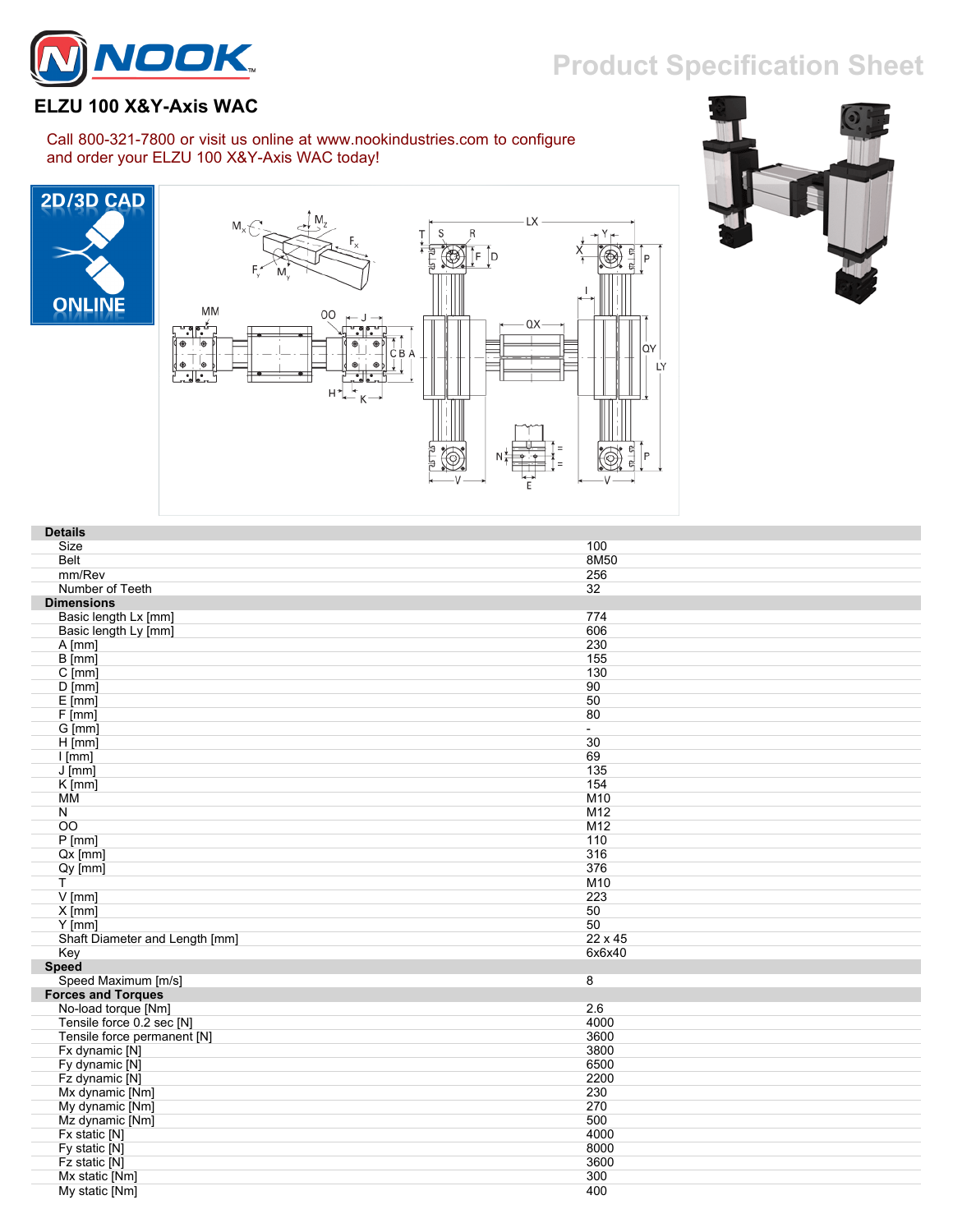# ELZU 100 X&Y-Axis WAC

Product Specification Sheet

Call 800-321-7800 or visit us online at www.nookindustries.com to configure and order your ELZU 100 X&Y-Axis WAC today!

2D/3D CAD ONLINE

| | |
|---|---|
| **Details** | |
| Size | 100 |
| Belt | 8M50 |
| mm/Rev | 256 |
| Number of Teeth | 32 |
| **Dimensions** | |
| Basic length Lx [mm] | 774 |
| Basic length Ly [mm] | 606 |
| A [mm] | 230 |
| B [mm] | 155 |
| C [mm] | 130 |
| D [mm] | 90 |
| E [mm] | 50 |
| F [mm] | 80 |
| G [mm] | - |
| H [mm] | 30 |
| I [mm] | 69 |
| J [mm] | 135 |
| K [mm] | 154 |
| MM | M10 |
| N | M12 |
| OO | M12 |
| P [mm] | 110 |
| Qx [mm] | 316 |
| Qy [mm] | 376 |
| T | M10 |
| V [mm] | 223 |
| X [mm] | 50 |
| Y [mm] | 50 |
| Shaft Diameter and Length [mm] | 22 x 45 |
| Key | 6x6x40 |
| **Speed** | |
| Speed Maximum [m/s] | 8 |
| **Forces and Torques** | |
| No-load torque [Nm] | 2.6 |
| Tensile force 0.2 sec [N] | 4000 |
| Tensile force permanent [N] | 3600 |
| Fx dynamic [N] | 3800 |
| Fy dynamic [N] | 6500 |
| Fz dynamic [N] | 2200 |
| Mx dynamic [Nm] | 230 |
| My dynamic [Nm] | 270 |
| Mz dynamic [Nm] | 500 |
| Fx static [N] | 4000 |
| Fy static [N] | 8000 |
| Fz static [N] | 3600 |
| Mx static [Nm] | 300 |
| My static [Nm] | 400 |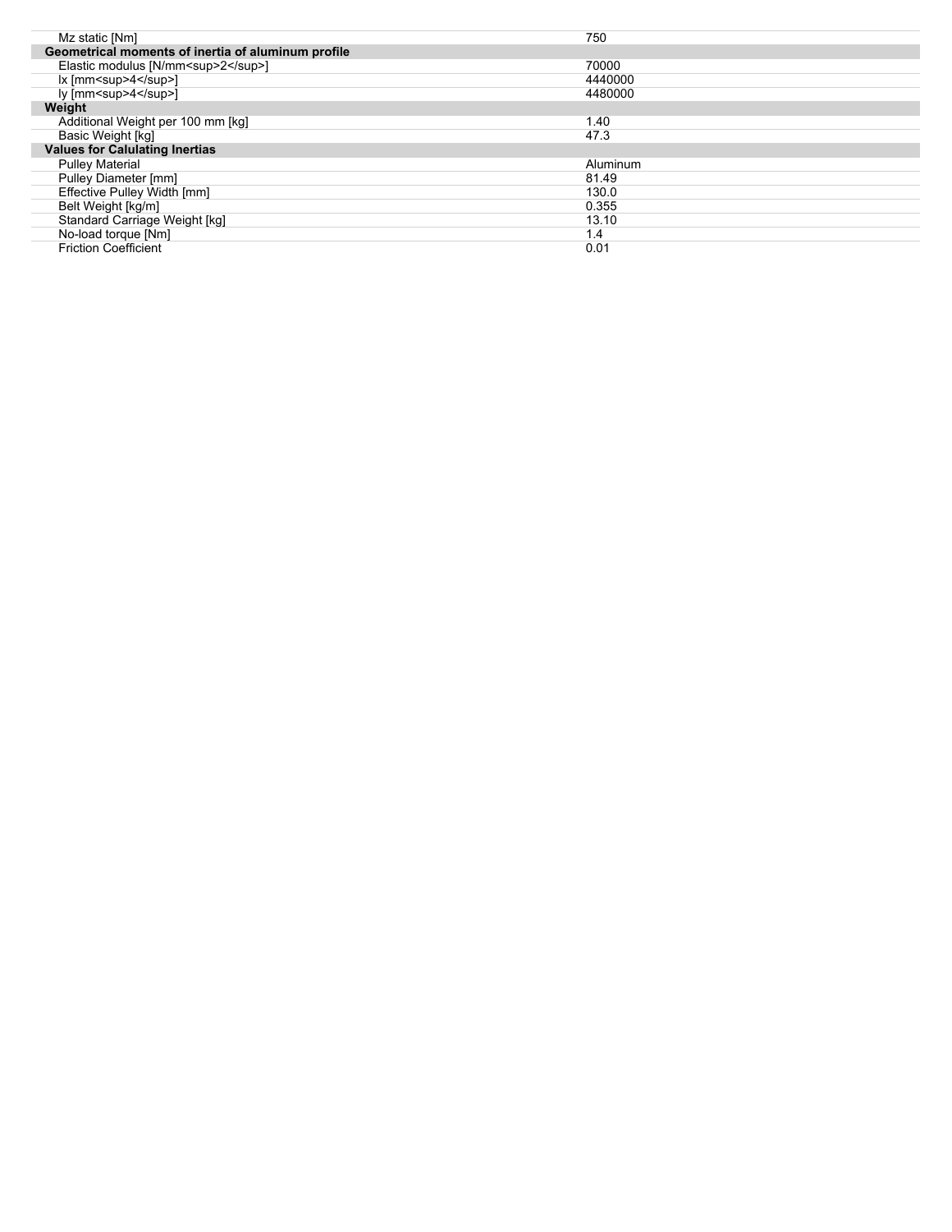| | |
|---|---|
| Mz static [Nm] | 750 |
| **Geometrical moments of inertia of aluminum profile** | |
| Elastic modulus [$N/mm^2$] | 70000 |
| Ix [$mm^4$] | 4440000 |
| Iy [$mm^4$] | 4480000 |
| **Weight** | |
| Additional Weight per 100 mm [kg] | 1.40 |
| Basic Weight [kg] | 47.3 |
| **Values for Calulating Inertias** | |
| Pulley Material | Aluminum |
| Pulley Diameter [mm] | 81.49 |
| Effective Pulley Width [mm] | 130.0 |
| Belt Weight [kg/m] | 0.355 |
| Standard Carriage Weight [kg] | 13.10 |
| No-load torque [Nm] | 1.4 |
| Friction Coefficient | 0.01 |